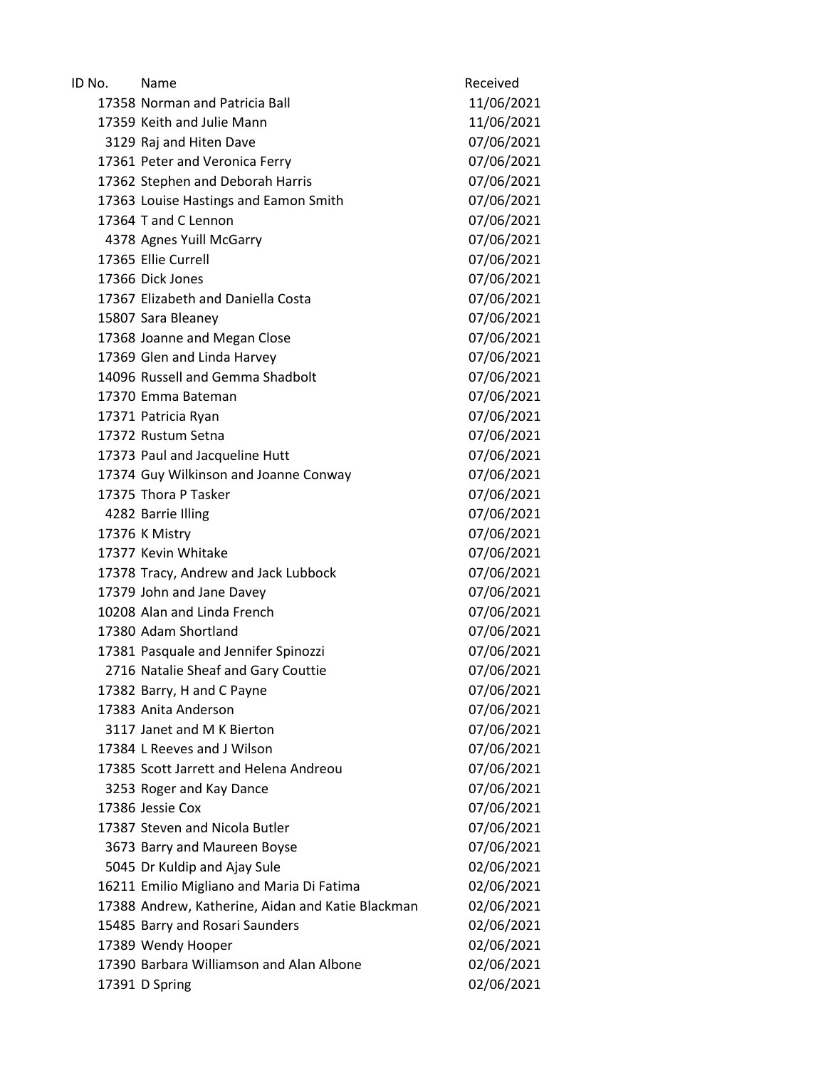| ID No. | Name | Received |
|---|---|---|
| 17358 | Norman and Patricia Ball | 11/06/2021 |
| 17359 | Keith and Julie Mann | 11/06/2021 |
| 3129 | Raj and Hiten Dave | 07/06/2021 |
| 17361 | Peter and Veronica Ferry | 07/06/2021 |
| 17362 | Stephen and Deborah Harris | 07/06/2021 |
| 17363 | Louise Hastings and Eamon Smith | 07/06/2021 |
| 17364 | T and C Lennon | 07/06/2021 |
| 4378 | Agnes Yuill McGarry | 07/06/2021 |
| 17365 | Ellie Currell | 07/06/2021 |
| 17366 | Dick Jones | 07/06/2021 |
| 17367 | Elizabeth and Daniella Costa | 07/06/2021 |
| 15807 | Sara Bleaney | 07/06/2021 |
| 17368 | Joanne and Megan Close | 07/06/2021 |
| 17369 | Glen and Linda Harvey | 07/06/2021 |
| 14096 | Russell and Gemma Shadbolt | 07/06/2021 |
| 17370 | Emma Bateman | 07/06/2021 |
| 17371 | Patricia Ryan | 07/06/2021 |
| 17372 | Rustum Setna | 07/06/2021 |
| 17373 | Paul and Jacqueline Hutt | 07/06/2021 |
| 17374 | Guy Wilkinson and Joanne Conway | 07/06/2021 |
| 17375 | Thora P Tasker | 07/06/2021 |
| 4282 | Barrie Illing | 07/06/2021 |
| 17376 | K Mistry | 07/06/2021 |
| 17377 | Kevin Whitake | 07/06/2021 |
| 17378 | Tracy, Andrew and Jack Lubbock | 07/06/2021 |
| 17379 | John and Jane Davey | 07/06/2021 |
| 10208 | Alan and Linda French | 07/06/2021 |
| 17380 | Adam Shortland | 07/06/2021 |
| 17381 | Pasquale and Jennifer Spinozzi | 07/06/2021 |
| 2716 | Natalie Sheaf and Gary Couttie | 07/06/2021 |
| 17382 | Barry, H and C Payne | 07/06/2021 |
| 17383 | Anita Anderson | 07/06/2021 |
| 3117 | Janet and M K Bierton | 07/06/2021 |
| 17384 | L Reeves and J Wilson | 07/06/2021 |
| 17385 | Scott Jarrett and Helena Andreou | 07/06/2021 |
| 3253 | Roger and Kay Dance | 07/06/2021 |
| 17386 | Jessie Cox | 07/06/2021 |
| 17387 | Steven and Nicola Butler | 07/06/2021 |
| 3673 | Barry and Maureen Boyse | 07/06/2021 |
| 5045 | Dr Kuldip and Ajay Sule | 02/06/2021 |
| 16211 | Emilio Migliano and Maria Di Fatima | 02/06/2021 |
| 17388 | Andrew, Katherine, Aidan and Katie Blackman | 02/06/2021 |
| 15485 | Barry and Rosari Saunders | 02/06/2021 |
| 17389 | Wendy Hooper | 02/06/2021 |
| 17390 | Barbara Williamson and Alan Albone | 02/06/2021 |
| 17391 | D Spring | 02/06/2021 |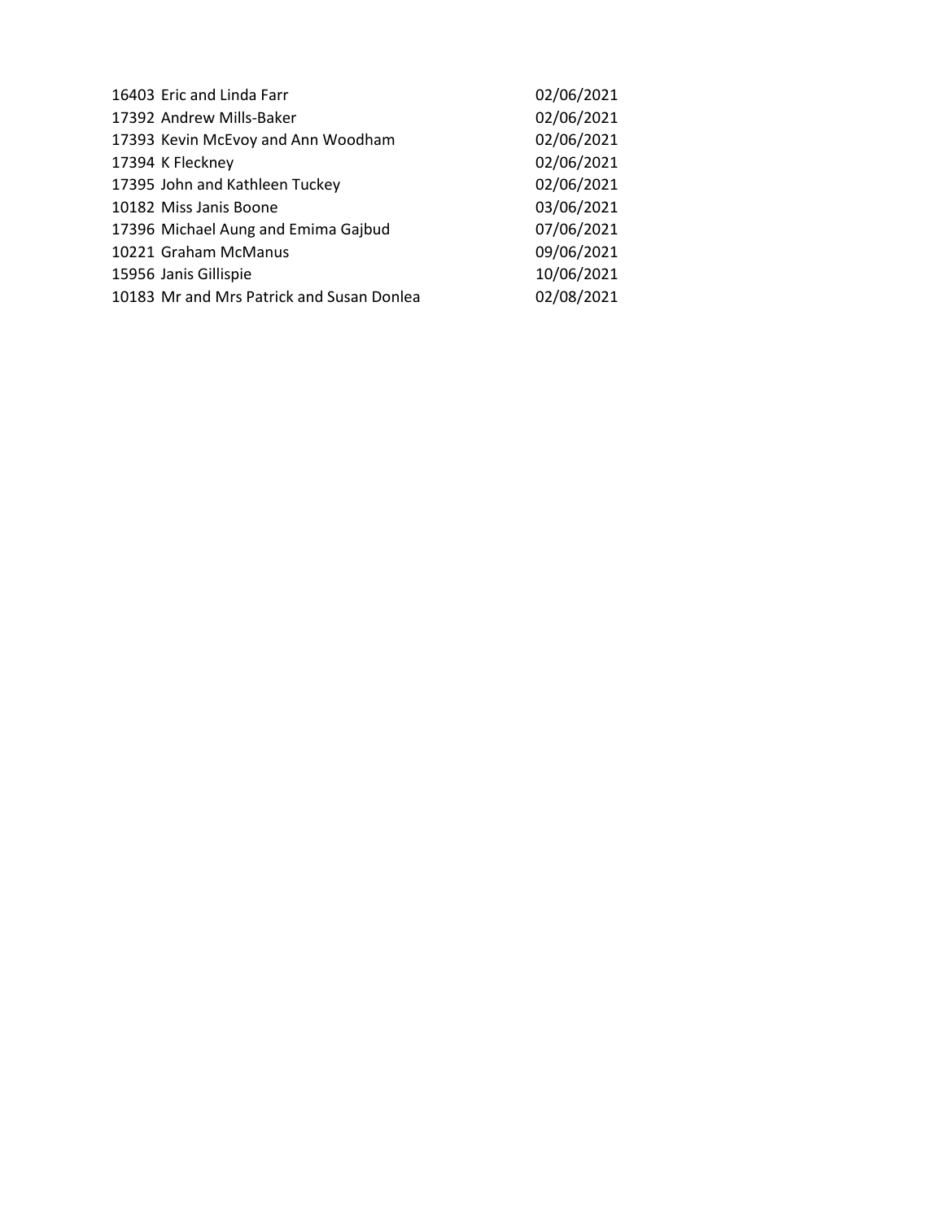| | | |
|---|---|---|
| 16403 | Eric and Linda Farr | 02/06/2021 |
| 17392 | Andrew Mills-Baker | 02/06/2021 |
| 17393 | Kevin McEvoy and Ann Woodham | 02/06/2021 |
| 17394 | K Fleckney | 02/06/2021 |
| 17395 | John and Kathleen Tuckey | 02/06/2021 |
| 10182 | Miss Janis Boone | 03/06/2021 |
| 17396 | Michael Aung and Emima Gajbud | 07/06/2021 |
| 10221 | Graham McManus | 09/06/2021 |
| 15956 | Janis Gillispie | 10/06/2021 |
| 10183 | Mr and Mrs Patrick and Susan Donlea | 02/08/2021 |